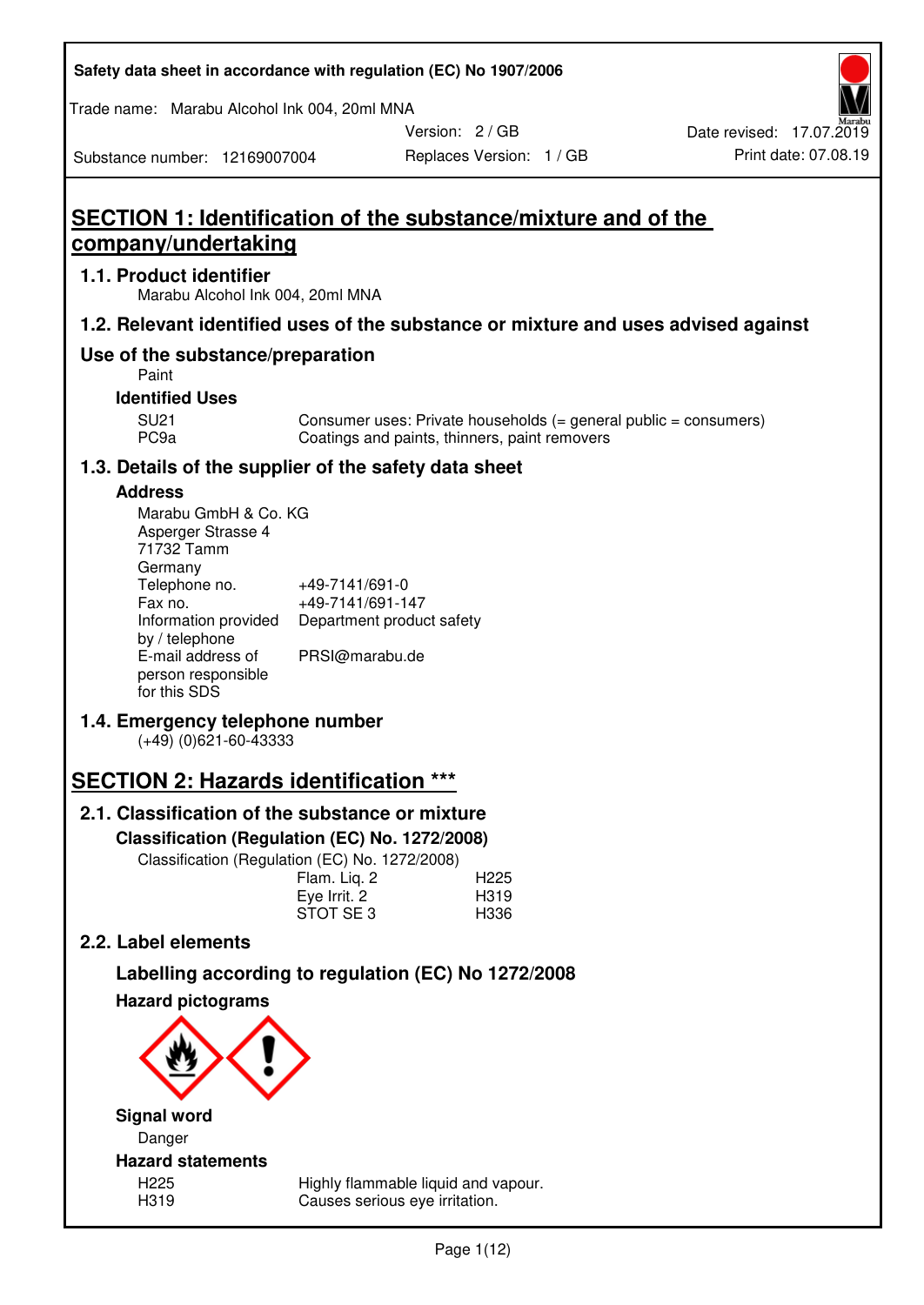Safety data sheet in accordance with regulation (EC) No 1907/2006

Trade name: Marabu Alcohol Ink 004, 20ml MNA

Substance number: 12169007004

Version: 2 / GB

Replaces Version: 1 / GB

Date revised: 17.07.2019

Print date: 07.08.19

# SECTION 1: Identification of the substance/mixture and of the company/undertaking

## 1.1. Product identifier

Marabu Alcohol Ink 004, 20ml MNA

## 1.2. Relevant identified uses of the substance or mixture and uses advised against

## Use of the substance/preparation

Paint

### Identified Uses

| | |
|---|---|
| SU21 | Consumer uses: Private households (= general public = consumers) |
| PC9a | Coatings and paints, thinners, paint removers |

## 1.3. Details of the supplier of the safety data sheet

### Address

Marabu GmbH & Co. KG
Asperger Strasse 4
71732 Tamm
Germany

| | |
|---|---|
| Telephone no. | +49-7141/691-0 |
| Fax no. | +49-7141/691-147 |
| Information provided by / telephone | Department product safety |
| E-mail address of person responsible for this SDS | PRSI@marabu.de |

## 1.4. Emergency telephone number

(+49) (0)621-60-43333

# SECTION 2: Hazards identification ***

## 2.1. Classification of the substance or mixture

### Classification (Regulation (EC) No. 1272/2008)

Classification (Regulation (EC) No. 1272/2008)

| | |
|---|---|
| Flam. Liq. 2 | H225 |
| Eye Irrit. 2 | H319 |
| STOT SE 3 | H336 |

## 2.2. Label elements

## Labelling according to regulation (EC) No 1272/2008

### Hazard pictograms

### Signal word

Danger

### Hazard statements

| | |
|---|---|
| H225 | Highly flammable liquid and vapour. |
| H319 | Causes serious eye irritation. |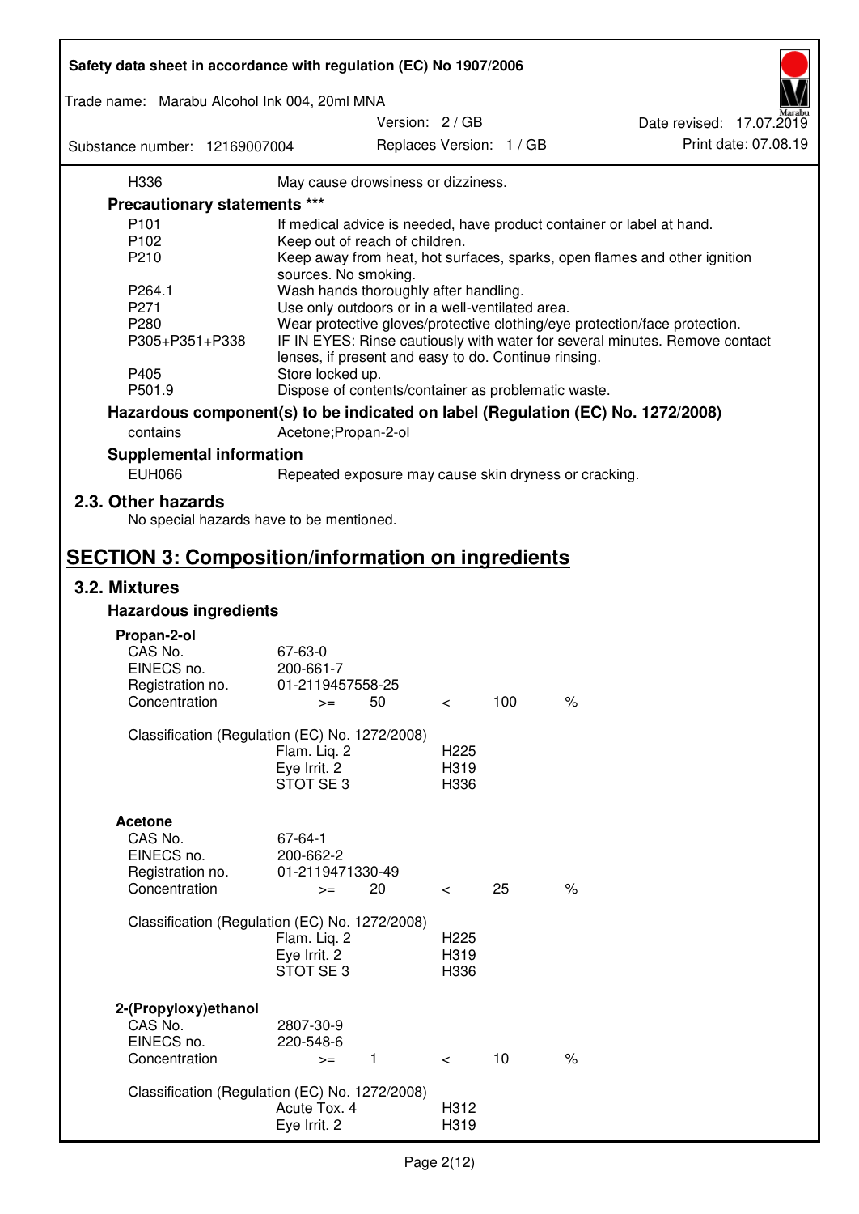| | |
|---|---|
| H336 | May cause drowsiness or dizziness. |

**Precautionary statements \*\*\***

| | |
|---|---|
| P101 | If medical advice is needed, have product container or label at hand. |
| P102 | Keep out of reach of children. |
| P210 | Keep away from heat, hot surfaces, sparks, open flames and other ignition sources. No smoking. |
| P264.1 | Wash hands thoroughly after handling. |
| P271 | Use only outdoors or in a well-ventilated area. |
| P280 | Wear protective gloves/protective clothing/eye protection/face protection. |
| P305+P351+P338 | IF IN EYES: Rinse cautiously with water for several minutes. Remove contact lenses, if present and easy to do. Continue rinsing. |
| P405 | Store locked up. |
| P501.9 | Dispose of contents/container as problematic waste. |

**Hazardous component(s) to be indicated on label (Regulation (EC) No. 1272/2008)**

| | |
|---|---|
| contains | Acetone;Propan-2-ol |

**Supplemental information**

| | |
|---|---|
| EUH066 | Repeated exposure may cause skin dryness or cracking. |

## 2.3. Other hazards

No special hazards have to be mentioned.

# SECTION 3: Composition/information on ingredients

## 3.2. Mixtures

### Hazardous ingredients

**Propan-2-ol**

| | |
|---|---|
| CAS No. | 67-63-0 |
| EINECS no. | 200-661-7 |
| Registration no. | 01-2119457558-25 |
| Concentration | >= 50 < 100 % |

Classification (Regulation (EC) No. 1272/2008)

| | |
|---|---|
| Flam. Liq. 2 | H225 |
| Eye Irrit. 2 | H319 |
| STOT SE 3 | H336 |

**Acetone**

| | |
|---|---|
| CAS No. | 67-64-1 |
| EINECS no. | 200-662-2 |
| Registration no. | 01-2119471330-49 |
| Concentration | >= 20 < 25 % |

Classification (Regulation (EC) No. 1272/2008)

| | |
|---|---|
| Flam. Liq. 2 | H225 |
| Eye Irrit. 2 | H319 |
| STOT SE 3 | H336 |

**2-(Propyloxy)ethanol**

| | |
|---|---|
| CAS No. | 2807-30-9 |
| EINECS no. | 220-548-6 |
| Concentration | >= 1 < 10 % |

Classification (Regulation (EC) No. 1272/2008)

| | |
|---|---|
| Acute Tox. 4 | H312 |
| Eye Irrit. 2 | H319 |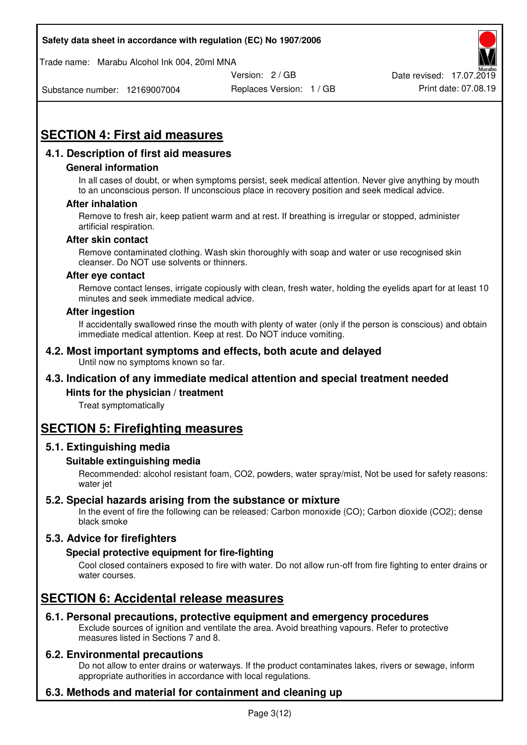## SECTION 4: First aid measures

### 4.1. Description of first aid measures

#### General information

In all cases of doubt, or when symptoms persist, seek medical attention. Never give anything by mouth to an unconscious person. If unconscious place in recovery position and seek medical advice.

#### After inhalation

Remove to fresh air, keep patient warm and at rest. If breathing is irregular or stopped, administer artificial respiration.

#### After skin contact

Remove contaminated clothing. Wash skin thoroughly with soap and water or use recognised skin cleanser. Do NOT use solvents or thinners.

#### After eye contact

Remove contact lenses, irrigate copiously with clean, fresh water, holding the eyelids apart for at least 10 minutes and seek immediate medical advice.

#### After ingestion

If accidentally swallowed rinse the mouth with plenty of water (only if the person is conscious) and obtain immediate medical attention. Keep at rest. Do NOT induce vomiting.

### 4.2. Most important symptoms and effects, both acute and delayed

Until now no symptoms known so far.

### 4.3. Indication of any immediate medical attention and special treatment needed

#### Hints for the physician / treatment

Treat symptomatically

## SECTION 5: Firefighting measures

### 5.1. Extinguishing media

#### Suitable extinguishing media

Recommended: alcohol resistant foam, $CO_2$, powders, water spray/mist, Not be used for safety reasons: water jet

### 5.2. Special hazards arising from the substance or mixture

In the event of fire the following can be released: Carbon monoxide (CO); Carbon dioxide ($CO_2$); dense black smoke

### 5.3. Advice for firefighters

#### Special protective equipment for fire-fighting

Cool closed containers exposed to fire with water. Do not allow run-off from fire fighting to enter drains or water courses.

## SECTION 6: Accidental release measures

### 6.1. Personal precautions, protective equipment and emergency procedures

Exclude sources of ignition and ventilate the area. Avoid breathing vapours. Refer to protective measures listed in Sections 7 and 8.

### 6.2. Environmental precautions

Do not allow to enter drains or waterways. If the product contaminates lakes, rivers or sewage, inform appropriate authorities in accordance with local regulations.

### 6.3. Methods and material for containment and cleaning up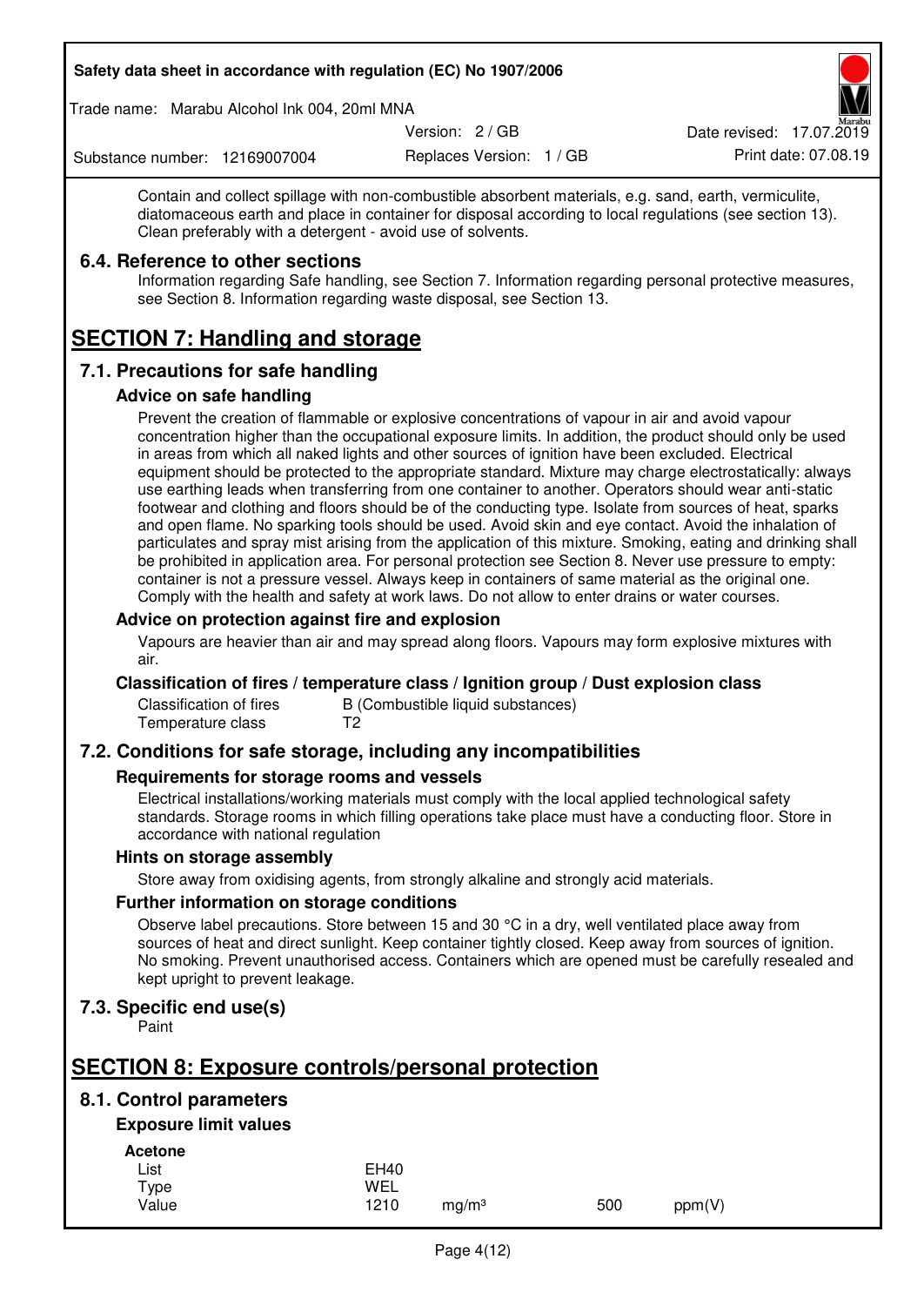Contain and collect spillage with non-combustible absorbent materials, e.g. sand, earth, vermiculite, diatomaceous earth and place in container for disposal according to local regulations (see section 13). Clean preferably with a detergent - avoid use of solvents.

### 6.4. Reference to other sections

Information regarding Safe handling, see Section 7. Information regarding personal protective measures, see Section 8. Information regarding waste disposal, see Section 13.

## SECTION 7: Handling and storage

### 7.1. Precautions for safe handling

#### Advice on safe handling

Prevent the creation of flammable or explosive concentrations of vapour in air and avoid vapour concentration higher than the occupational exposure limits. In addition, the product should only be used in areas from which all naked lights and other sources of ignition have been excluded. Electrical equipment should be protected to the appropriate standard. Mixture may charge electrostatically: always use earthing leads when transferring from one container to another. Operators should wear anti-static footwear and clothing and floors should be of the conducting type. Isolate from sources of heat, sparks and open flame. No sparking tools should be used. Avoid skin and eye contact. Avoid the inhalation of particulates and spray mist arising from the application of this mixture. Smoking, eating and drinking shall be prohibited in application area. For personal protection see Section 8. Never use pressure to empty: container is not a pressure vessel. Always keep in containers of same material as the original one. Comply with the health and safety at work laws. Do not allow to enter drains or water courses.

#### Advice on protection against fire and explosion

Vapours are heavier than air and may spread along floors. Vapours may form explosive mixtures with air.

#### Classification of fires / temperature class / Ignition group / Dust explosion class

| | |
|---|---|
| Classification of fires | B (Combustible liquid substances) |
| Temperature class | T2 |

### 7.2. Conditions for safe storage, including any incompatibilities

#### Requirements for storage rooms and vessels

Electrical installations/working materials must comply with the local applied technological safety standards. Storage rooms in which filling operations take place must have a conducting floor. Store in accordance with national regulation

#### Hints on storage assembly

Store away from oxidising agents, from strongly alkaline and strongly acid materials.

#### Further information on storage conditions

Observe label precautions. Store between 15 and 30 °C in a dry, well ventilated place away from sources of heat and direct sunlight. Keep container tightly closed. Keep away from sources of ignition. No smoking. Prevent unauthorised access. Containers which are opened must be carefully resealed and kept upright to prevent leakage.

### 7.3. Specific end use(s)

Paint

## SECTION 8: Exposure controls/personal protection

### 8.1. Control parameters

#### Exposure limit values

**Acetone**

| | | | | |
|---|---|---|---|---|
| List | EH40 | | | |
| Type | WEL | | | |
| Value | 1210 | mg/m³ | 500 | ppm(V) |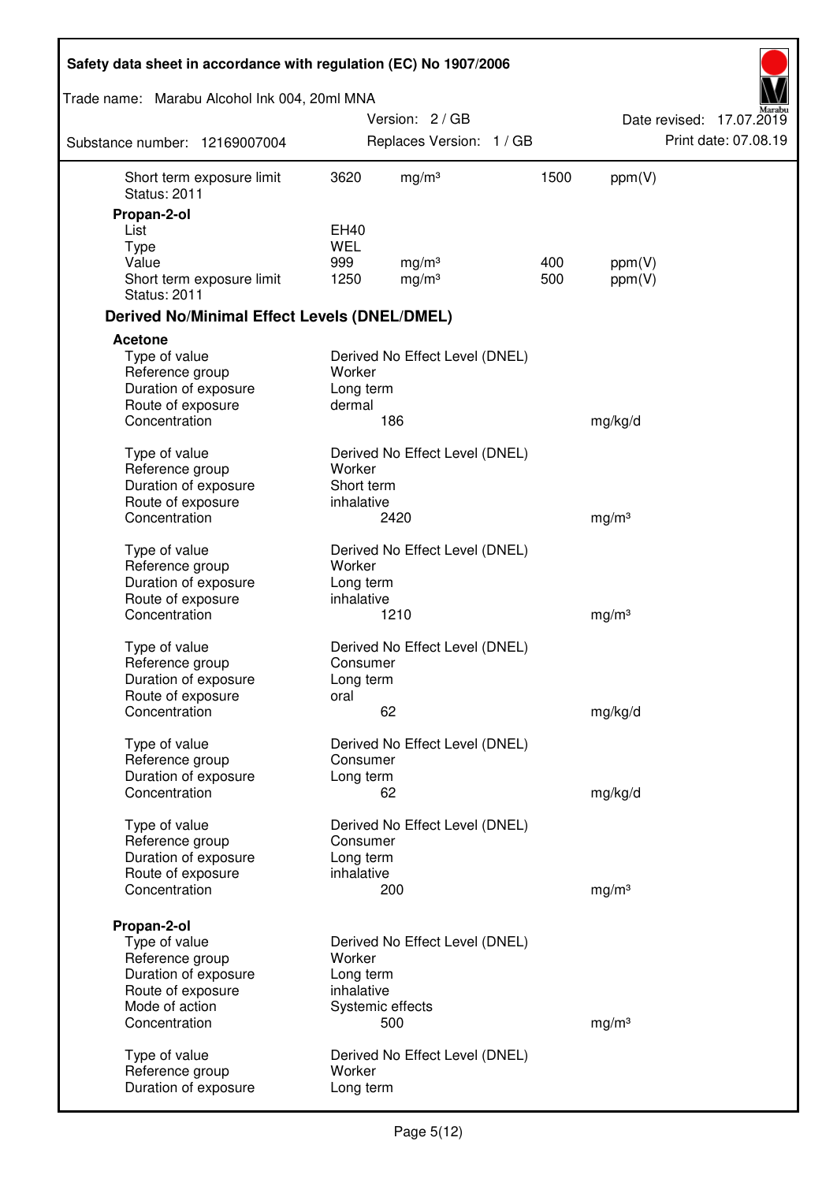| | | | | |
|---|---|---|---|---|
| Short term exposure limit | 3620 | mg/m³ | 1500 | ppm(V) |
| Status: 2011 | | | | |

**Propan-2-ol**

| | | | | |
|---|---|---|---|---|
| List | EH40 | | | |
| Type | WEL | | | |
| Value | 999 | mg/m³ | 400 | ppm(V) |
| Short term exposure limit | 1250 | mg/m³ | 500 | ppm(V) |
| Status: 2011 | | | | |

## Derived No/Minimal Effect Levels (DNEL/DMEL)

**Acetone**

| | | |
|---|---|---|
| Type of value | Derived No Effect Level (DNEL) | |
| Reference group | Worker | |
| Duration of exposure | Long term | |
| Route of exposure | dermal | |
| Concentration | 186 | mg/kg/d |

| | | |
|---|---|---|
| Type of value | Derived No Effect Level (DNEL) | |
| Reference group | Worker | |
| Duration of exposure | Short term | |
| Route of exposure | inhalative | |
| Concentration | 2420 | mg/m³ |

| | | |
|---|---|---|
| Type of value | Derived No Effect Level (DNEL) | |
| Reference group | Worker | |
| Duration of exposure | Long term | |
| Route of exposure | inhalative | |
| Concentration | 1210 | mg/m³ |

| | | |
|---|---|---|
| Type of value | Derived No Effect Level (DNEL) | |
| Reference group | Consumer | |
| Duration of exposure | Long term | |
| Route of exposure | oral | |
| Concentration | 62 | mg/kg/d |

| | | |
|---|---|---|
| Type of value | Derived No Effect Level (DNEL) | |
| Reference group | Consumer | |
| Duration of exposure | Long term | |
| Concentration | 62 | mg/kg/d |

| | | |
|---|---|---|
| Type of value | Derived No Effect Level (DNEL) | |
| Reference group | Consumer | |
| Duration of exposure | Long term | |
| Route of exposure | inhalative | |
| Concentration | 200 | mg/m³ |

**Propan-2-ol**

| | | |
|---|---|---|
| Type of value | Derived No Effect Level (DNEL) | |
| Reference group | Worker | |
| Duration of exposure | Long term | |
| Route of exposure | inhalative | |
| Mode of action | Systemic effects | |
| Concentration | 500 | mg/m³ |

| | |
|---|---|
| Type of value | Derived No Effect Level (DNEL) |
| Reference group | Worker |
| Duration of exposure | Long term |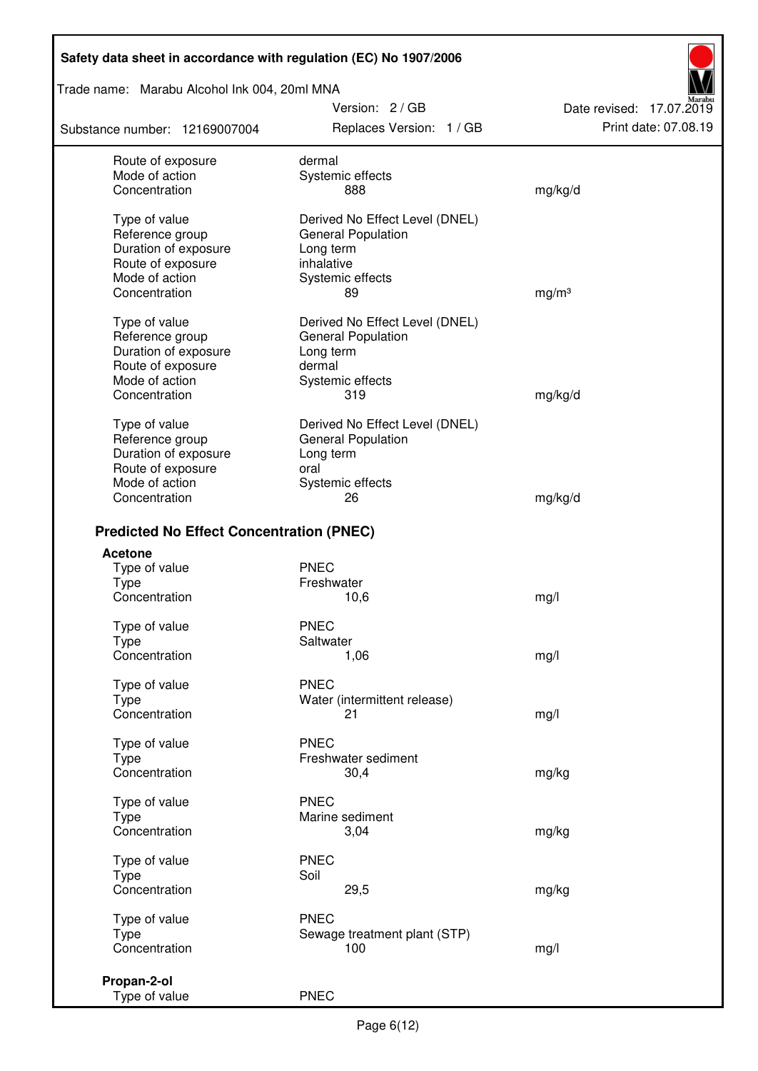| | | |
|---|---|---|
| Route of exposure | dermal | |
| Mode of action | Systemic effects | |
| Concentration | 888 | mg/kg/d |

| | | |
|---|---|---|
| Type of value | Derived No Effect Level (DNEL) | |
| Reference group | General Population | |
| Duration of exposure | Long term | |
| Route of exposure | inhalative | |
| Mode of action | Systemic effects | |
| Concentration | 89 | mg/m³ |

| | | |
|---|---|---|
| Type of value | Derived No Effect Level (DNEL) | |
| Reference group | General Population | |
| Duration of exposure | Long term | |
| Route of exposure | dermal | |
| Mode of action | Systemic effects | |
| Concentration | 319 | mg/kg/d |

| | | |
|---|---|---|
| Type of value | Derived No Effect Level (DNEL) | |
| Reference group | General Population | |
| Duration of exposure | Long term | |
| Route of exposure | oral | |
| Mode of action | Systemic effects | |
| Concentration | 26 | mg/kg/d |

## Predicted No Effect Concentration (PNEC)

**Acetone**

| | | |
|---|---|---|
| Type of value | PNEC | |
| Type | Freshwater | |
| Concentration | 10,6 | mg/l |

| | | |
|---|---|---|
| Type of value | PNEC | |
| Type | Saltwater | |
| Concentration | 1,06 | mg/l |

| | | |
|---|---|---|
| Type of value | PNEC | |
| Type | Water (intermittent release) | |
| Concentration | 21 | mg/l |

| | | |
|---|---|---|
| Type of value | PNEC | |
| Type | Freshwater sediment | |
| Concentration | 30,4 | mg/kg |

| | | |
|---|---|---|
| Type of value | PNEC | |
| Type | Marine sediment | |
| Concentration | 3,04 | mg/kg |

| | | |
|---|---|---|
| Type of value | PNEC | |
| Type | Soil | |
| Concentration | 29,5 | mg/kg |

| | | |
|---|---|---|
| Type of value | PNEC | |
| Type | Sewage treatment plant (STP) | |
| Concentration | 100 | mg/l |

**Propan-2-ol**

| | |
|---|---|
| Type of value | PNEC |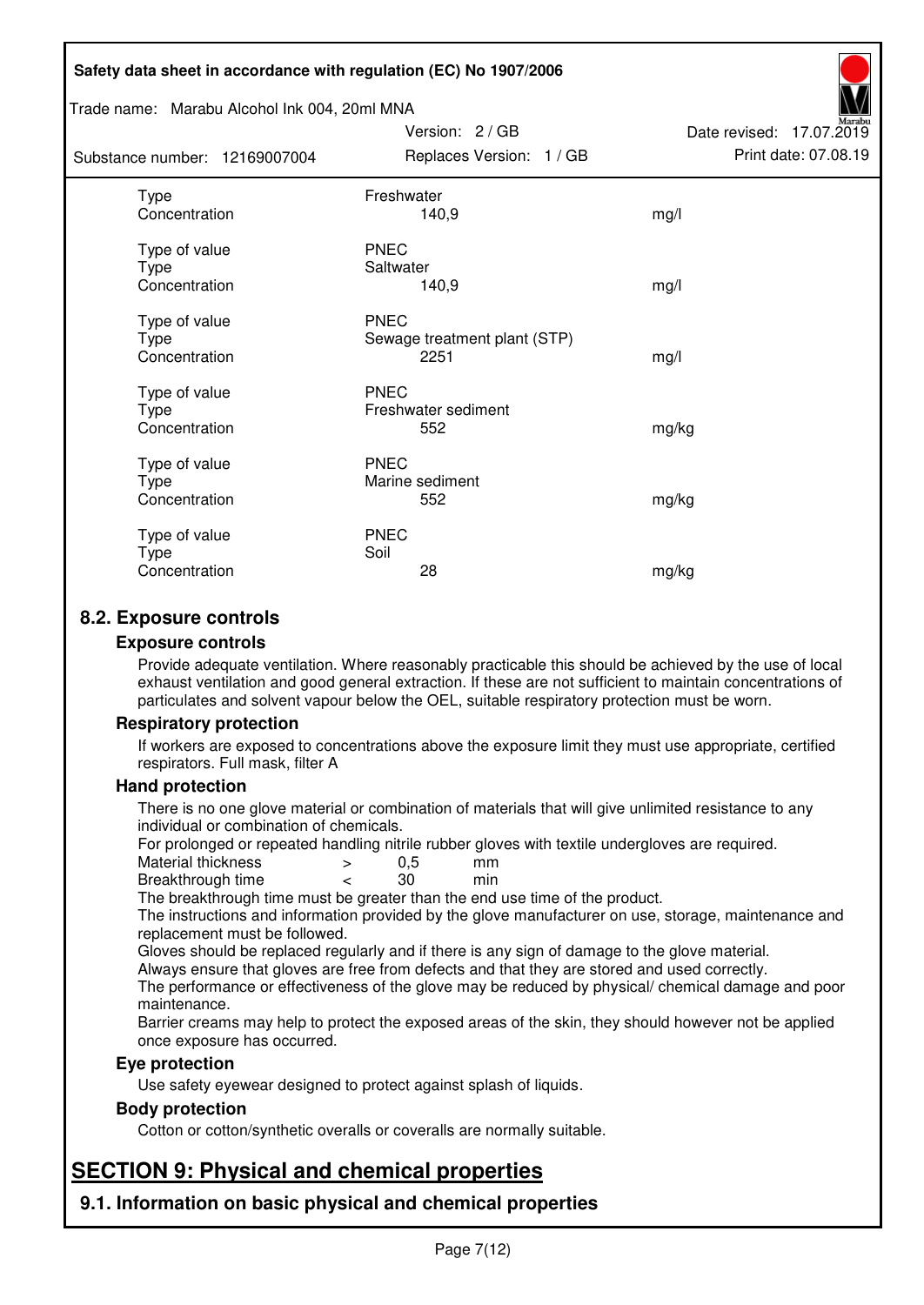| | | |
|---|---|---|
| Type | Freshwater | |
| Concentration | 140,9 | mg/l |
| | | |
| Type of value | PNEC | |
| Type | Saltwater | |
| Concentration | 140,9 | mg/l |
| | | |
| Type of value | PNEC | |
| Type | Sewage treatment plant (STP) | |
| Concentration | 2251 | mg/l |
| | | |
| Type of value | PNEC | |
| Type | Freshwater sediment | |
| Concentration | 552 | mg/kg |
| | | |
| Type of value | PNEC | |
| Type | Marine sediment | |
| Concentration | 552 | mg/kg |
| | | |
| Type of value | PNEC | |
| Type | Soil | |
| Concentration | 28 | mg/kg |

## 8.2. Exposure controls

### Exposure controls

Provide adequate ventilation. Where reasonably practicable this should be achieved by the use of local exhaust ventilation and good general extraction. If these are not sufficient to maintain concentrations of particulates and solvent vapour below the OEL, suitable respiratory protection must be worn.

### Respiratory protection

If workers are exposed to concentrations above the exposure limit they must use appropriate, certified respirators. Full mask, filter A

### Hand protection

There is no one glove material or combination of materials that will give unlimited resistance to any individual or combination of chemicals.
For prolonged or repeated handling nitrile rubber gloves with textile undergloves are required.

| | | | |
|---|---|---|---|
| Material thickness | > | 0,5 | mm |
| Breakthrough time | < | 30 | min |

The breakthrough time must be greater than the end use time of the product.
The instructions and information provided by the glove manufacturer on use, storage, maintenance and replacement must be followed.
Gloves should be replaced regularly and if there is any sign of damage to the glove material.
Always ensure that gloves are free from defects and that they are stored and used correctly.
The performance or effectiveness of the glove may be reduced by physical/ chemical damage and poor maintenance.
Barrier creams may help to protect the exposed areas of the skin, they should however not be applied once exposure has occurred.

### Eye protection

Use safety eyewear designed to protect against splash of liquids.

### Body protection

Cotton or cotton/synthetic overalls or coveralls are normally suitable.

# SECTION 9: Physical and chemical properties

## 9.1. Information on basic physical and chemical properties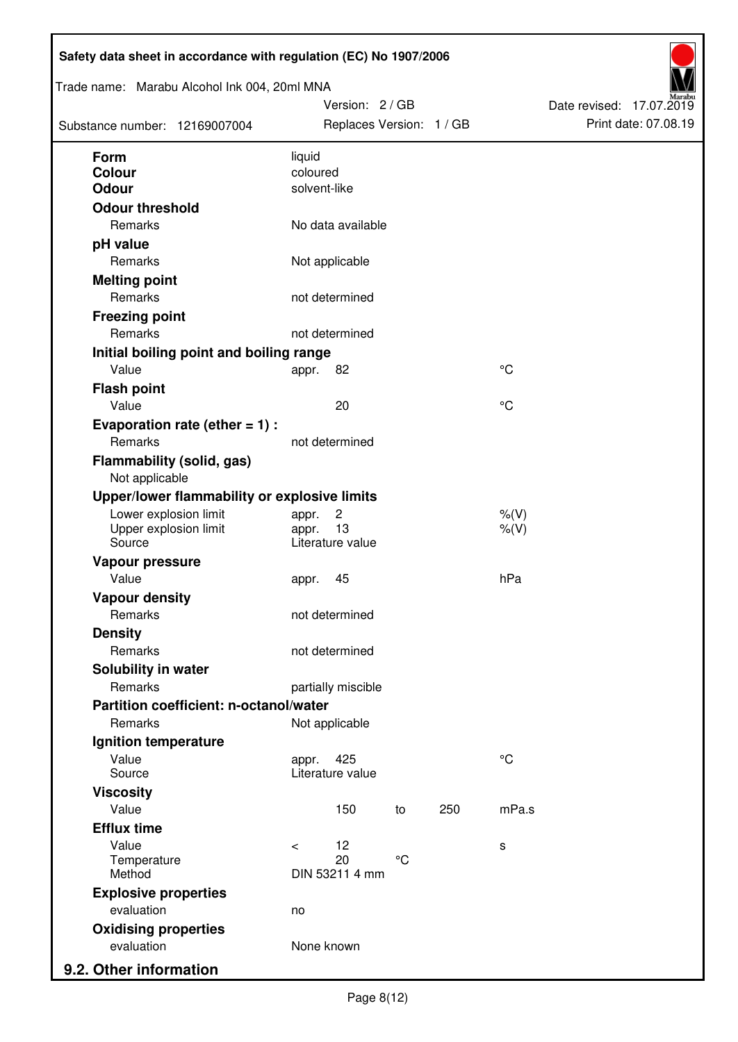| | | | | |
|---|---|---|---|---|
| **Form** | liquid | | | |
| **Colour** | coloured | | | |
| **Odour** | solvent-like | | | |
| **Odour threshold** | | | | |
| Remarks | No data available | | | |
| **pH value** | | | | |
| Remarks | Not applicable | | | |
| **Melting point** | | | | |
| Remarks | not determined | | | |
| **Freezing point** | | | | |
| Remarks | not determined | | | |
| **Initial boiling point and boiling range** | | | | |
| Value | appr. 82 | | | °C |
| **Flash point** | | | | |
| Value | 20 | | | °C |
| **Evaporation rate (ether = 1) :** | | | | |
| Remarks | not determined | | | |
| **Flammability (solid, gas)** | | | | |
| Not applicable | | | | |
| **Upper/lower flammability or explosive limits** | | | | |
| Lower explosion limit | appr. 2 | | | %(V) |
| Upper explosion limit | appr. 13 | | | %(V) |
| Source | Literature value | | | |
| **Vapour pressure** | | | | |
| Value | appr. 45 | | | hPa |
| **Vapour density** | | | | |
| Remarks | not determined | | | |
| **Density** | | | | |
| Remarks | not determined | | | |
| **Solubility in water** | | | | |
| Remarks | partially miscible | | | |
| **Partition coefficient: n-octanol/water** | | | | |
| Remarks | Not applicable | | | |
| **Ignition temperature** | | | | |
| Value | appr. 425 | | | °C |
| Source | Literature value | | | |
| **Viscosity** | | | | |
| Value | 150 | to | 250 | mPa.s |
| **Efflux time** | | | | |
| Value | < 12 | | | s |
| Temperature | 20 | °C | | |
| Method | DIN 53211 4 mm | | | |
| **Explosive properties** | | | | |
| evaluation | no | | | |
| **Oxidising properties** | | | | |
| evaluation | None known | | | |

## 9.2. Other information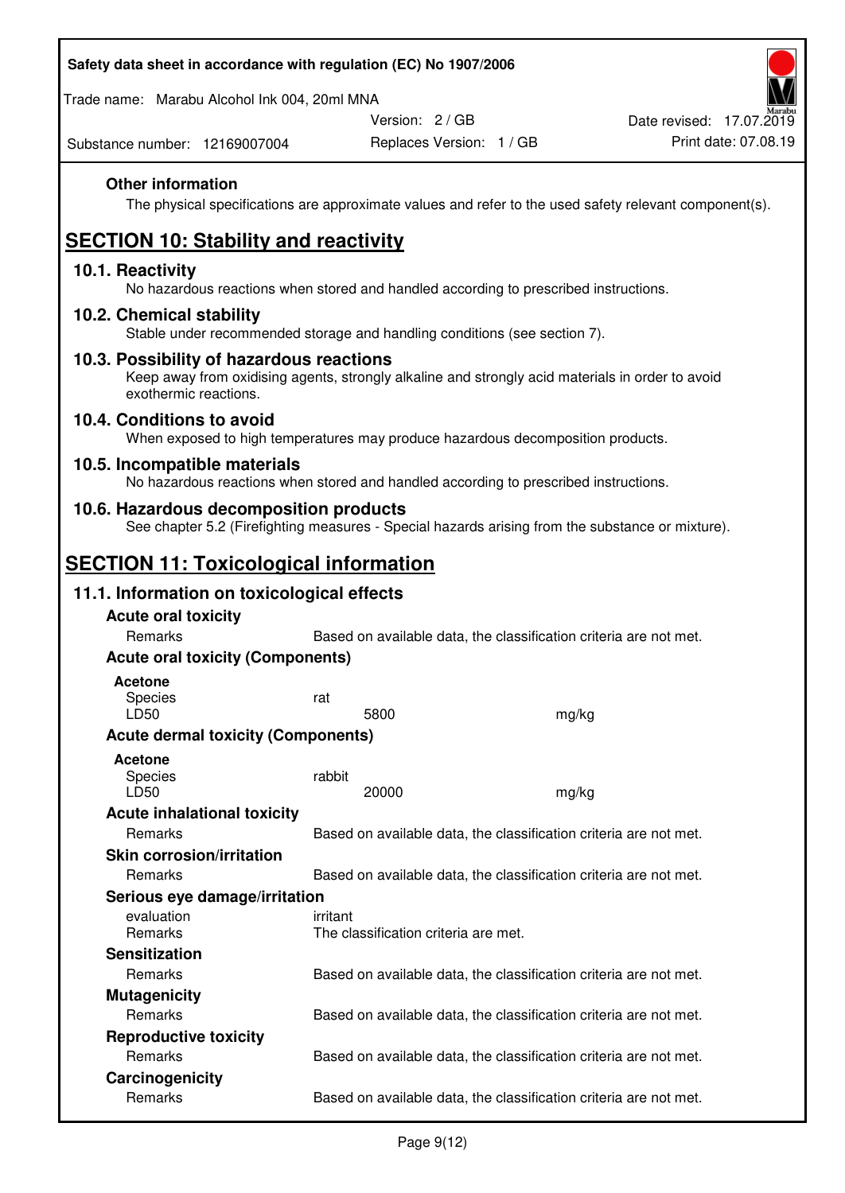### Other information

The physical specifications are approximate values and refer to the used safety relevant component(s).

## SECTION 10: Stability and reactivity

### 10.1. Reactivity

No hazardous reactions when stored and handled according to prescribed instructions.

### 10.2. Chemical stability

Stable under recommended storage and handling conditions (see section 7).

### 10.3. Possibility of hazardous reactions

Keep away from oxidising agents, strongly alkaline and strongly acid materials in order to avoid exothermic reactions.

### 10.4. Conditions to avoid

When exposed to high temperatures may produce hazardous decomposition products.

### 10.5. Incompatible materials

No hazardous reactions when stored and handled according to prescribed instructions.

### 10.6. Hazardous decomposition products

See chapter 5.2 (Firefighting measures - Special hazards arising from the substance or mixture).

## SECTION 11: Toxicological information

### 11.1. Information on toxicological effects

**Acute oral toxicity**

| | |
|---|---|
| Remarks | Based on available data, the classification criteria are not met. |

**Acute oral toxicity (Components)**

**Acetone**

| | | |
|---|---|---|
| Species | rat | |
| LD50 | 5800 | mg/kg |

**Acute dermal toxicity (Components)**

**Acetone**

| | | |
|---|---|---|
| Species | rabbit | |
| LD50 | 20000 | mg/kg |

**Acute inhalational toxicity**

| | |
|---|---|
| Remarks | Based on available data, the classification criteria are not met. |

**Skin corrosion/irritation**

| | |
|---|---|
| Remarks | Based on available data, the classification criteria are not met. |

**Serious eye damage/irritation**

| | |
|---|---|
| evaluation | irritant |
| Remarks | The classification criteria are met. |

**Sensitization**

| | |
|---|---|
| Remarks | Based on available data, the classification criteria are not met. |

**Mutagenicity**

| | |
|---|---|
| Remarks | Based on available data, the classification criteria are not met. |

**Reproductive toxicity**

| | |
|---|---|
| Remarks | Based on available data, the classification criteria are not met. |

**Carcinogenicity**

| | |
|---|---|
| Remarks | Based on available data, the classification criteria are not met. |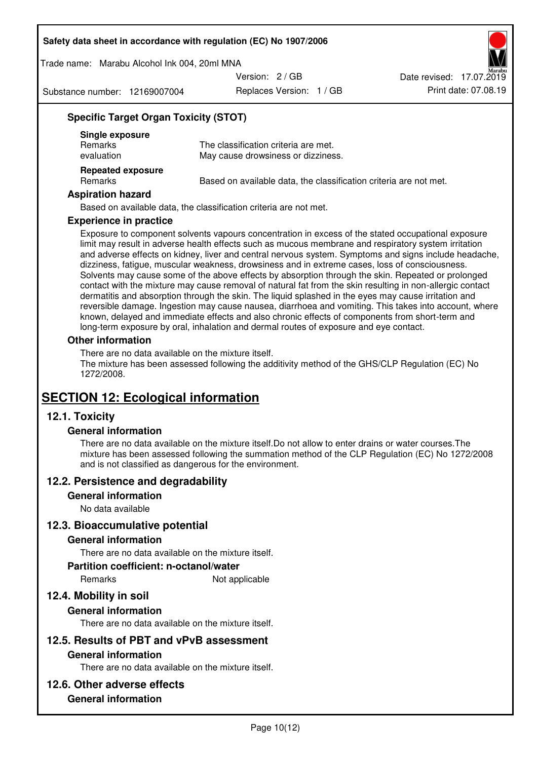### Specific Target Organ Toxicity (STOT)

**Single exposure**

| | |
|---|---|
| Remarks | The classification criteria are met. |
| evaluation | May cause drowsiness or dizziness. |

**Repeated exposure**

| | |
|---|---|
| Remarks | Based on available data, the classification criteria are not met. |

### Aspiration hazard

Based on available data, the classification criteria are not met.

### Experience in practice

Exposure to component solvents vapours concentration in excess of the stated occupational exposure limit may result in adverse health effects such as mucous membrane and respiratory system irritation and adverse effects on kidney, liver and central nervous system. Symptoms and signs include headache, dizziness, fatigue, muscular weakness, drowsiness and in extreme cases, loss of consciousness. Solvents may cause some of the above effects by absorption through the skin. Repeated or prolonged contact with the mixture may cause removal of natural fat from the skin resulting in non-allergic contact dermatitis and absorption through the skin. The liquid splashed in the eyes may cause irritation and reversible damage. Ingestion may cause nausea, diarrhoea and vomiting. This takes into account, where known, delayed and immediate effects and also chronic effects of components from short-term and long-term exposure by oral, inhalation and dermal routes of exposure and eye contact.

### Other information

There are no data available on the mixture itself.
The mixture has been assessed following the additivity method of the GHS/CLP Regulation (EC) No 1272/2008.

# SECTION 12: Ecological information

## 12.1. Toxicity

### General information

There are no data available on the mixture itself.Do not allow to enter drains or water courses.The mixture has been assessed following the summation method of the CLP Regulation (EC) No 1272/2008 and is not classified as dangerous for the environment.

## 12.2. Persistence and degradability

### General information

No data available

## 12.3. Bioaccumulative potential

### General information

There are no data available on the mixture itself.

### Partition coefficient: n-octanol/water

| | |
|---|---|
| Remarks | Not applicable |

## 12.4. Mobility in soil

### General information

There are no data available on the mixture itself.

## 12.5. Results of PBT and vPvB assessment

### General information

There are no data available on the mixture itself.

## 12.6. Other adverse effects

### General information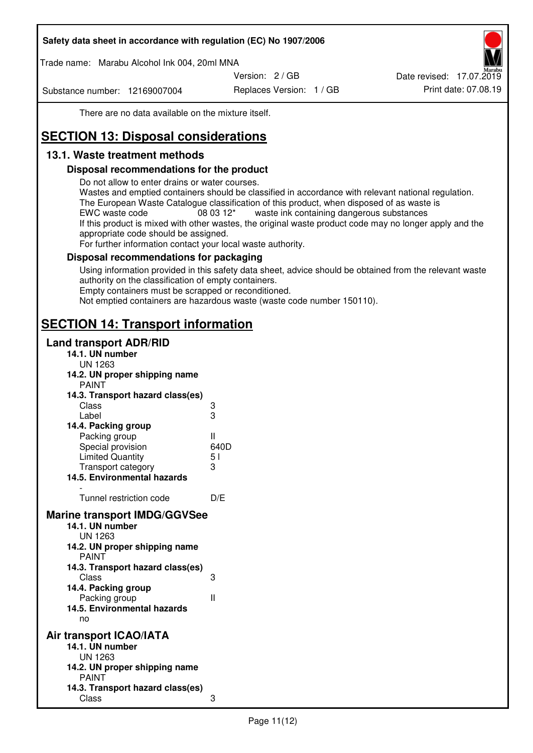There are no data available on the mixture itself.

# SECTION 13: Disposal considerations

## 13.1. Waste treatment methods

### Disposal recommendations for the product

Do not allow to enter drains or water courses.
Wastes and emptied containers should be classified in accordance with relevant national regulation.
The European Waste Catalogue classification of this product, when disposed of as waste is
EWC waste code 08 03 12* waste ink containing dangerous substances
If this product is mixed with other wastes, the original waste product code may no longer apply and the appropriate code should be assigned.
For further information contact your local waste authority.

### Disposal recommendations for packaging

Using information provided in this safety data sheet, advice should be obtained from the relevant waste authority on the classification of empty containers.
Empty containers must be scrapped or reconditioned.
Not emptied containers are hazardous waste (waste code number 150110).

# SECTION 14: Transport information

## Land transport ADR/RID

**14.1. UN number**
UN 1263

**14.2. UN proper shipping name**
PAINT

**14.3. Transport hazard class(es)**

| | |
|---|---|
| Class | 3 |
| Label | 3 |

**14.4. Packing group**

| | |
|---|---|
| Packing group | II |
| Special provision | 640D |
| Limited Quantity | 5 l |
| Transport category | 3 |

**14.5. Environmental hazards**
-

| | |
|---|---|
| Tunnel restriction code | D/E |

## Marine transport IMDG/GGVSee

**14.1. UN number**
UN 1263

**14.2. UN proper shipping name**
PAINT

**14.3. Transport hazard class(es)**

| | |
|---|---|
| Class | 3 |

**14.4. Packing group**

| | |
|---|---|
| Packing group | II |

**14.5. Environmental hazards**
no

## Air transport ICAO/IATA

**14.1. UN number**
UN 1263

**14.2. UN proper shipping name**
PAINT

**14.3. Transport hazard class(es)**

| | |
|---|---|
| Class | 3 |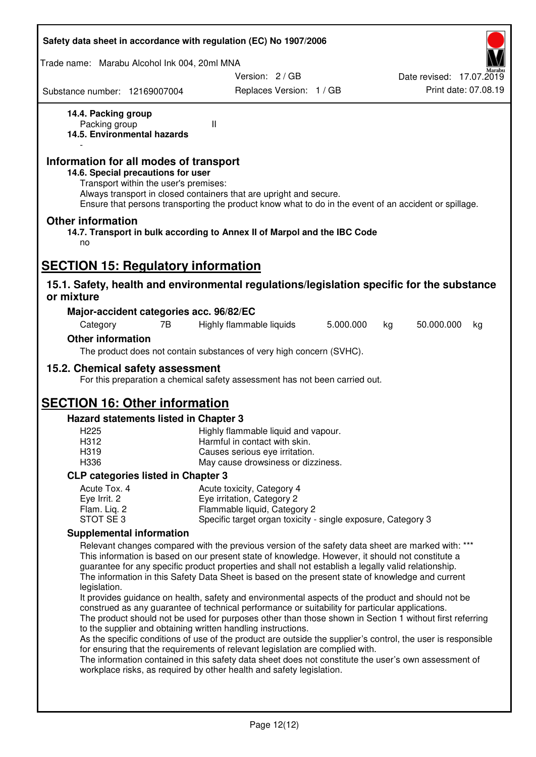**14.4. Packing group**

Packing group II

**14.5. Environmental hazards**

-

## Information for all modes of transport

**14.6. Special precautions for user**

Transport within the user's premises:
Always transport in closed containers that are upright and secure.
Ensure that persons transporting the product know what to do in the event of an accident or spillage.

## Other information

**14.7. Transport in bulk according to Annex II of Marpol and the IBC Code**

no

# SECTION 15: Regulatory information

## 15.1. Safety, health and environmental regulations/legislation specific for the substance or mixture

### Major-accident categories acc. 96/82/EC

| | | | | | | |
|---|---|---|---|---|---|---|
| Category | 7B | Highly flammable liquids | 5.000.000 | kg | 50.000.000 | kg |

### Other information

The product does not contain substances of very high concern (SVHC).

## 15.2. Chemical safety assessment

For this preparation a chemical safety assessment has not been carried out.

# SECTION 16: Other information

### Hazard statements listed in Chapter 3

| | |
|---|---|
| H225 | Highly flammable liquid and vapour. |
| H312 | Harmful in contact with skin. |
| H319 | Causes serious eye irritation. |
| H336 | May cause drowsiness or dizziness. |

### CLP categories listed in Chapter 3

| | |
|---|---|
| Acute Tox. 4 | Acute toxicity, Category 4 |
| Eye Irrit. 2 | Eye irritation, Category 2 |
| Flam. Liq. 2 | Flammable liquid, Category 2 |
| STOT SE 3 | Specific target organ toxicity - single exposure, Category 3 |

### Supplemental information

Relevant changes compared with the previous version of the safety data sheet are marked with: ***
This information is based on our present state of knowledge. However, it should not constitute a guarantee for any specific product properties and shall not establish a legally valid relationship.
The information in this Safety Data Sheet is based on the present state of knowledge and current legislation.
It provides guidance on health, safety and environmental aspects of the product and should not be construed as any guarantee of technical performance or suitability for particular applications.
The product should not be used for purposes other than those shown in Section 1 without first referring to the supplier and obtaining written handling instructions.
As the specific conditions of use of the product are outside the supplier's control, the user is responsible for ensuring that the requirements of relevant legislation are complied with.
The information contained in this safety data sheet does not constitute the user's own assessment of workplace risks, as required by other health and safety legislation.